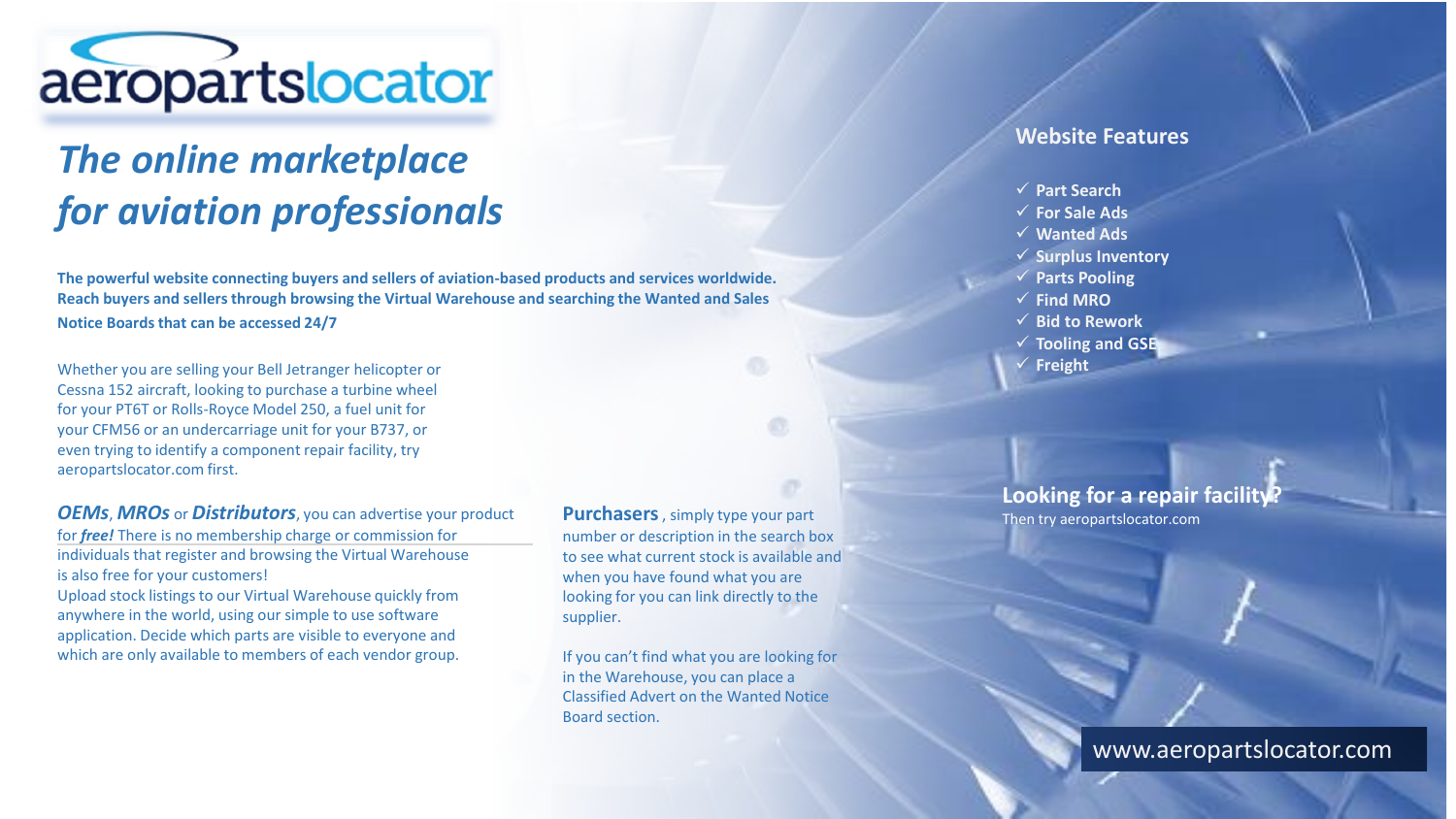# aeropartslocator

## *The online marketplace for aviation professionals*

**The powerful website connecting buyers and sellers of aviation-based products and services worldwide. Reach buyers and sellers through browsing the Virtual Warehouse and searching the Wanted and Sales Notice Boards that can be accessed 24/7**

Whether you are selling your Bell Jetranger helicopter or Cessna 152 aircraft, looking to purchase a turbine wheel for your PT6T or Rolls-Royce Model 250, a fuel unit for your CFM56 or an undercarriage unit for your B737, or even trying to identify a component repair facility, try aeropartslocator.com first.

***OEMs***, ***MROs*** or ***Distributors***, you can advertise your product for ***free!*** There is no membership charge or commission for individuals that register and browsing the Virtual Warehouse is also free for your customers!
Upload stock listings to our Virtual Warehouse quickly from anywhere in the world, using our simple to use software application. Decide which parts are visible to everyone and which are only available to members of each vendor group.

**Purchasers**, simply type your part number or description in the search box to see what current stock is available and when you have found what you are looking for you can link directly to the supplier.

If you can't find what you are looking for in the Warehouse, you can place a Classified Advert on the Wanted Notice Board section.

## Website Features

- ✓ Part Search
- ✓ For Sale Ads
- ✓ Wanted Ads
- ✓ Surplus Inventory
- ✓ Parts Pooling
- ✓ Find MRO
- ✓ Bid to Rework
- ✓ Tooling and GSE
- ✓ Freight

**Looking for a repair facility?**
Then try aeropartslocator.com

www.aeropartslocator.com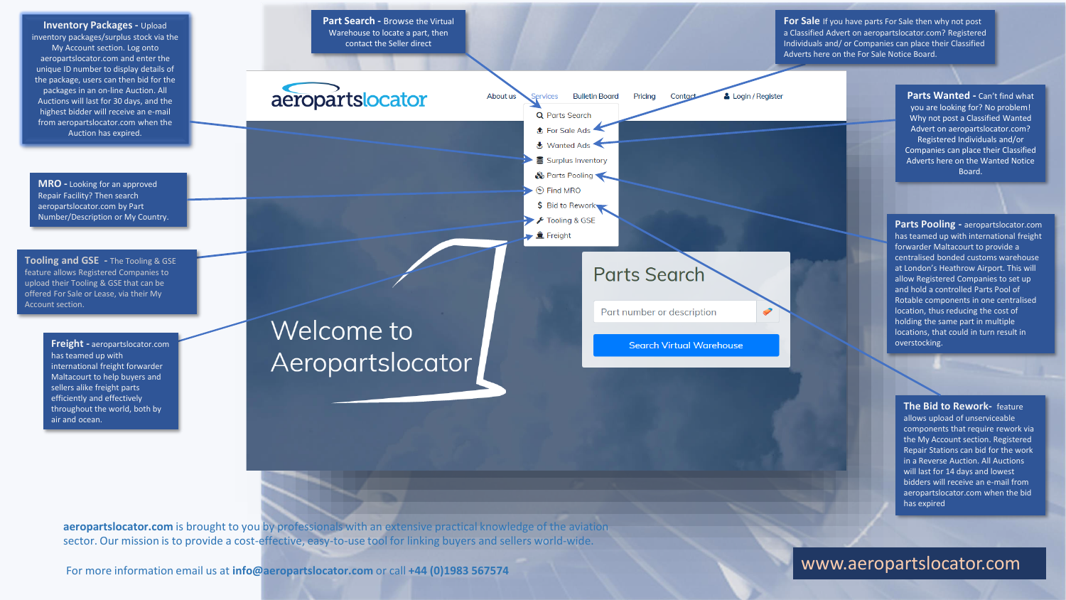**Inventory Packages** - Upload inventory packages/surplus stock via the My Account section. Log onto aeropartslocator.com and enter the unique ID number to display details of the package, users can then bid for the packages in an on-line Auction. All Auctions will last for 30 days, and the highest bidder will receive an e-mail from aeropartslocator.com when the Auction has expired.

**Part Search** - Browse the Virtual Warehouse to locate a part, then contact the Seller direct

**For Sale** If you have parts For Sale then why not post a Classified Advert on aeropartslocator.com? Registered Individuals and/ or Companies can place their Classified Adverts here on the For Sale Notice Board.

**Parts Wanted** - Can't find what you are looking for? No problem! Why not post a Classified Wanted Advert on aeropartslocator.com? Registered Individuals and/or Companies can place their Classified Adverts here on the Wanted Notice Board.

**MRO** - Looking for an approved Repair Facility? Then search aeropartslocator.com by Part Number/Description or My Country.

**Tooling and GSE** - The Tooling & GSE feature allows Registered Companies to upload their Tooling & GSE that can be offered For Sale or Lease, via their My Account section.

**Parts Pooling** - aeropartslocator.com has teamed up with international freight forwarder Maltacourt to provide a centralised bonded customs warehouse at London's Heathrow Airport. This will allow Registered Companies to set up and hold a controlled Parts Pool of Rotable components in one centralised location, thus reducing the cost of holding the same part in multiple locations, that could in turn result in overstocking.

**Freight** - aeropartslocator.com has teamed up with international freight forwarder Maltacourt to help buyers and sellers alike freight parts efficiently and effectively throughout the world, both by air and ocean.

**The Bid to Rework**- feature allows upload of unserviceable components that require rework via the My Account section. Registered Repair Stations can bid for the work in a Reverse Auction. All Auctions will last for 14 days and lowest bidders will receive an e-mail from aeropartslocator.com when the bid has expired

aeropartslocator

About us | Services | Bulletin Board | Pricing | Contact | Login / Register

- Parts Search
- For Sale Ads
- Wanted Ads
- Surplus Inventory
- Parts Pooling
- Find MRO
- Bid to Rework
- Tooling & GSE
- Freight

Welcome to Aeropartslocator

Parts Search

Part number or description

Search Virtual Warehouse

**aeropartslocator.com** is brought to you by professionals with an extensive practical knowledge of the aviation sector. Our mission is to provide a cost-effective, easy-to-use tool for linking buyers and sellers world-wide.

For more information email us at **info@aeropartslocator.com** or call **+44 (0)1983 567574**

www.aeropartslocator.com